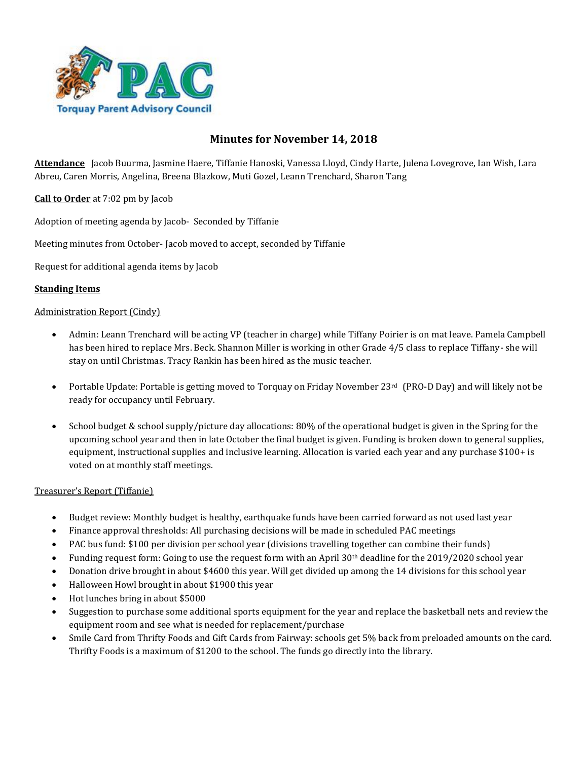# Minutes for November 14, 2018

**Attendance** Jacob Buurma, Jasmine Haere, Tiffanie Hanoski, Vanessa Lloyd, Cindy Harte, Julena Lovegrove, Ian Wish, Lara Abreu, Caren Morris, Angelina, Breena Blazkow, Muti Gozel, Leann Trenchard, Sharon Tang

**Call to Order** at 7:02 pm by Jacob

Adoption of meeting agenda by Jacob- Seconded by Tiffanie

Meeting minutes from October- Jacob moved to accept, seconded by Tiffanie

Request for additional agenda items by Jacob

**Standing Items**

Administration Report (Cindy)

- Admin: Leann Trenchard will be acting VP (teacher in charge) while Tiffany Poirier is on mat leave. Pamela Campbell has been hired to replace Mrs. Beck. Shannon Miller is working in other Grade 4/5 class to replace Tiffany- she will stay on until Christmas. Tracy Rankin has been hired as the music teacher.
- Portable Update: Portable is getting moved to Torquay on Friday November 23rd (PRO-D Day) and will likely not be ready for occupancy until February.
- School budget & school supply/picture day allocations: 80% of the operational budget is given in the Spring for the upcoming school year and then in late October the final budget is given. Funding is broken down to general supplies, equipment, instructional supplies and inclusive learning. Allocation is varied each year and any purchase $100+ is voted on at monthly staff meetings.

Treasurer's Report (Tiffanie)

- Budget review: Monthly budget is healthy, earthquake funds have been carried forward as not used last year
- Finance approval thresholds: All purchasing decisions will be made in scheduled PAC meetings
- PAC bus fund: $100 per division per school year (divisions travelling together can combine their funds)
- Funding request form: Going to use the request form with an April 30th deadline for the 2019/2020 school year
- Donation drive brought in about $4600 this year. Will get divided up among the 14 divisions for this school year
- Halloween Howl brought in about $1900 this year
- Hot lunches bring in about $5000
- Suggestion to purchase some additional sports equipment for the year and replace the basketball nets and review the equipment room and see what is needed for replacement/purchase
- Smile Card from Thrifty Foods and Gift Cards from Fairway: schools get 5% back from preloaded amounts on the card. Thrifty Foods is a maximum of $1200 to the school. The funds go directly into the library.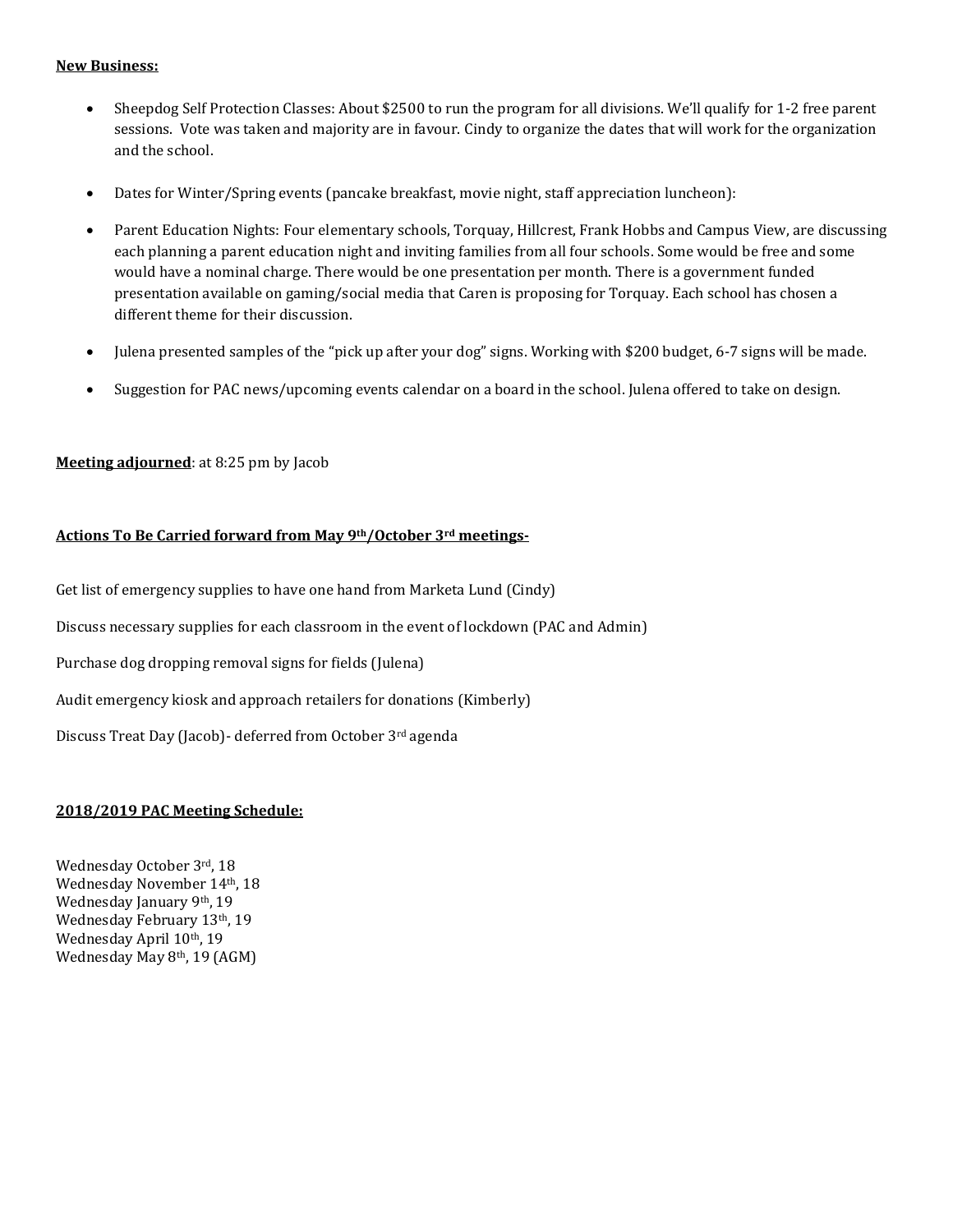**New Business:**

- Sheepdog Self Protection Classes: About $2500 to run the program for all divisions. We'll qualify for 1-2 free parent sessions. Vote was taken and majority are in favour. Cindy to organize the dates that will work for the organization and the school.
- Dates for Winter/Spring events (pancake breakfast, movie night, staff appreciation luncheon):
- Parent Education Nights: Four elementary schools, Torquay, Hillcrest, Frank Hobbs and Campus View, are discussing each planning a parent education night and inviting families from all four schools. Some would be free and some would have a nominal charge. There would be one presentation per month. There is a government funded presentation available on gaming/social media that Caren is proposing for Torquay. Each school has chosen a different theme for their discussion.
- Julena presented samples of the "pick up after your dog" signs. Working with $200 budget, 6-7 signs will be made.
- Suggestion for PAC news/upcoming events calendar on a board in the school. Julena offered to take on design.

**Meeting adjourned**: at 8:25 pm by Jacob

**Actions To Be Carried forward from May 9th/October 3rd meetings-**

Get list of emergency supplies to have one hand from Marketa Lund (Cindy)

Discuss necessary supplies for each classroom in the event of lockdown (PAC and Admin)

Purchase dog dropping removal signs for fields (Julena)

Audit emergency kiosk and approach retailers for donations (Kimberly)

Discuss Treat Day (Jacob)- deferred from October 3rd agenda

**2018/2019 PAC Meeting Schedule:**

Wednesday October 3rd, 18
Wednesday November 14th, 18
Wednesday January 9th, 19
Wednesday February 13th, 19
Wednesday April 10th, 19
Wednesday May 8th, 19 (AGM)